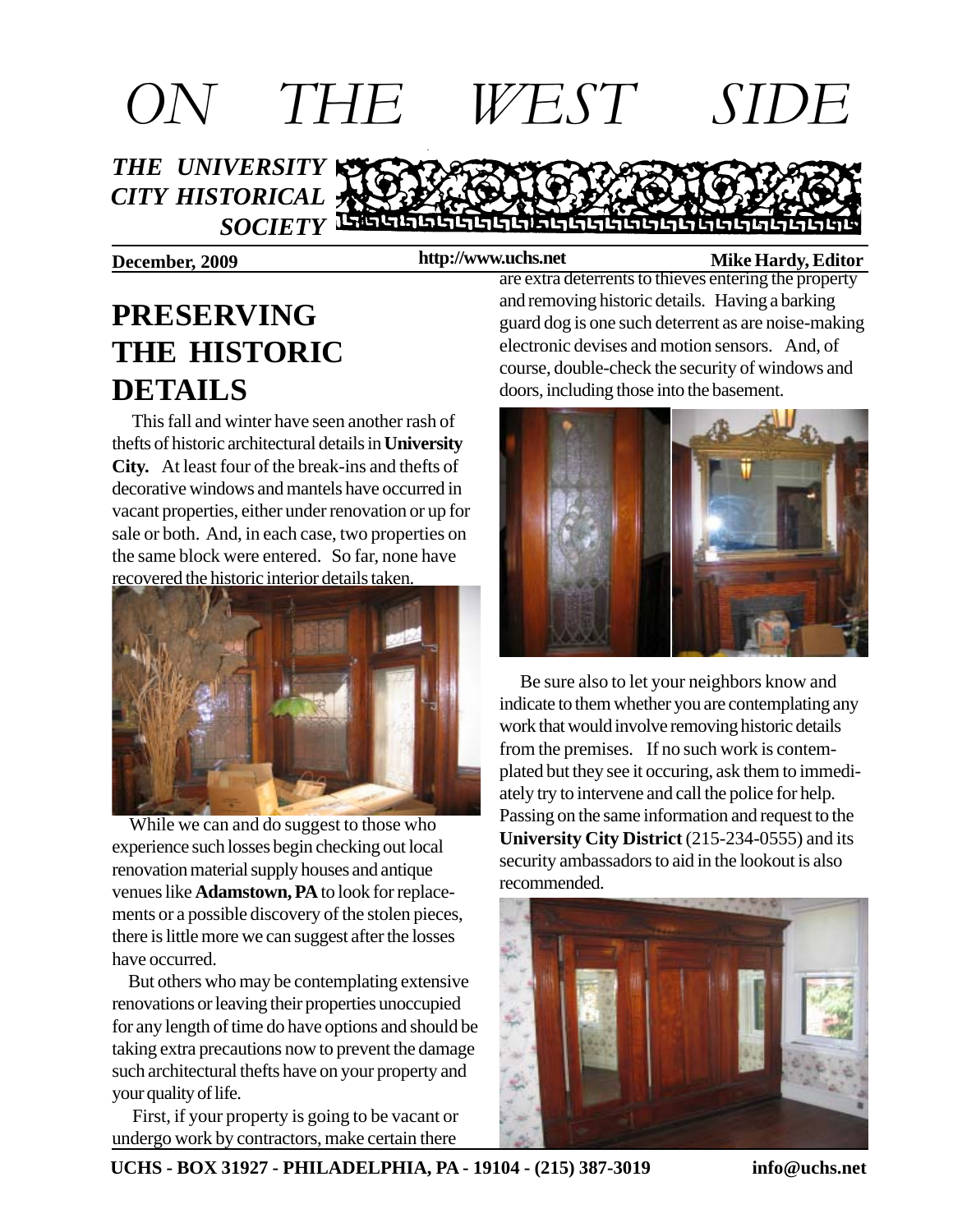# ON THE WEST SIDE

***THE UNIVERSITY CITY HISTORICAL SOCIETY***

**December, 2009** **http://www.uchs.net** **Mike Hardy, Editor**

## PRESERVING THE HISTORIC DETAILS

This fall and winter have seen another rash of thefts of historic architectural details in **University City.** At least four of the break-ins and thefts of decorative windows and mantels have occurred in vacant properties, either under renovation or up for sale or both. And, in each case, two properties on the same block were entered. So far, none have recovered the historic interior details taken.

While we can and do suggest to those who experience such losses begin checking out local renovation material supply houses and antique venues like **Adamstown, PA** to look for replacements or a possible discovery of the stolen pieces, there is little more we can suggest after the losses have occurred.

But others who may be contemplating extensive renovations or leaving their properties unoccupied for any length of time do have options and should be taking extra precautions now to prevent the damage such architectural thefts have on your property and your quality of life.

First, if your property is going to be vacant or undergo work by contractors, make certain there are extra deterrents to thieves entering the property and removing historic details. Having a barking guard dog is one such deterrent as are noise-making electronic devises and motion sensors. And, of course, double-check the security of windows and doors, including those into the basement.

Be sure also to let your neighbors know and indicate to them whether you are contemplating any work that would involve removing historic details from the premises. If no such work is contemplated but they see it occuring, ask them to immediately try to intervene and call the police for help. Passing on the same information and request to the **University City District** (215-234-0555) and its security ambassadors to aid in the lookout is also recommended.

**UCHS - BOX 31927 - PHILADELPHIA, PA - 19104 - (215) 387-3019** **info@uchs.net**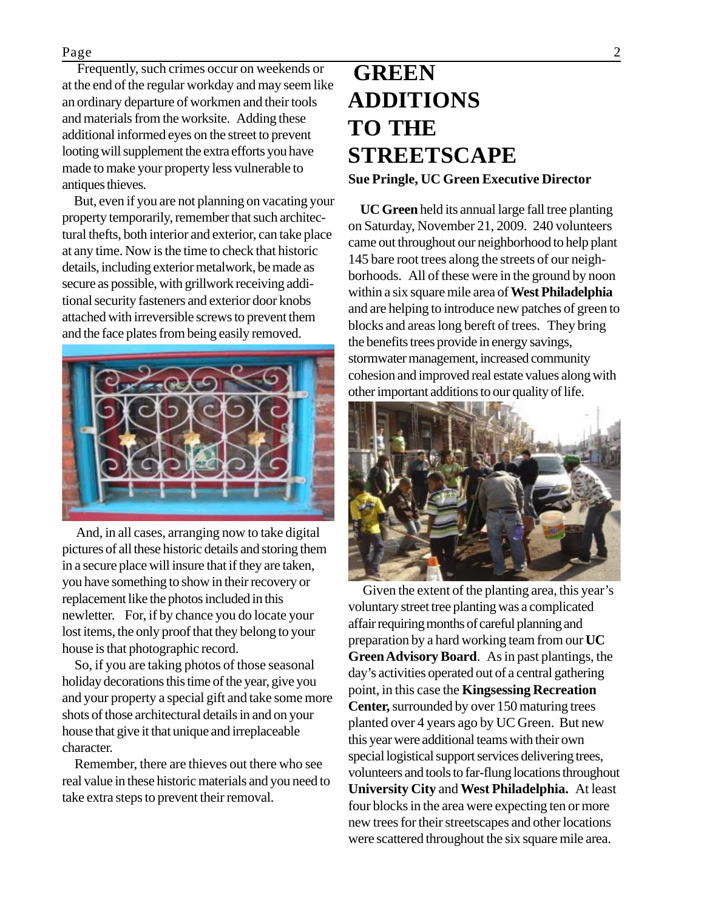Frequently, such crimes occur on weekends or at the end of the regular workday and may seem like an ordinary departure of workmen and their tools and materials from the worksite. Adding these additional informed eyes on the street to prevent looting will supplement the extra efforts you have made to make your property less vulnerable to antiques thieves.

But, even if you are not planning on vacating your property temporarily, remember that such architectural thefts, both interior and exterior, can take place at any time. Now is the time to check that historic details, including exterior metalwork, be made as secure as possible, with grillwork receiving additional security fasteners and exterior door knobs attached with irreversible screws to prevent them and the face plates from being easily removed.

And, in all cases, arranging now to take digital pictures of all these historic details and storing them in a secure place will insure that if they are taken, you have something to show in their recovery or replacement like the photos included in this newletter. For, if by chance you do locate your lost items, the only proof that they belong to your house is that photographic record.

So, if you are taking photos of those seasonal holiday decorations this time of the year, give you and your property a special gift and take some more shots of those architectural details in and on your house that give it that unique and irreplaceable character.

Remember, there are thieves out there who see real value in these historic materials and you need to take extra steps to prevent their removal.

# GREEN ADDITIONS TO THE STREETSCAPE

**Sue Pringle, UC Green Executive Director**

**UC Green** held its annual large fall tree planting on Saturday, November 21, 2009. 240 volunteers came out throughout our neighborhood to help plant 145 bare root trees along the streets of our neighborhoods. All of these were in the ground by noon within a six square mile area of **West Philadelphia** and are helping to introduce new patches of green to blocks and areas long bereft of trees. They bring the benefits trees provide in energy savings, stormwater management, increased community cohesion and improved real estate values along with other important additions to our quality of life.

Given the extent of the planting area, this year's voluntary street tree planting was a complicated affair requiring months of careful planning and preparation by a hard working team from our **UC Green Advisory Board**. As in past plantings, the day's activities operated out of a central gathering point, in this case the **Kingsessing Recreation Center,** surrounded by over 150 maturing trees planted over 4 years ago by UC Green. But new this year were additional teams with their own special logistical support services delivering trees, volunteers and tools to far-flung locations throughout **University City** and **West Philadelphia.** At least four blocks in the area were expecting ten or more new trees for their streetscapes and other locations were scattered throughout the six square mile area.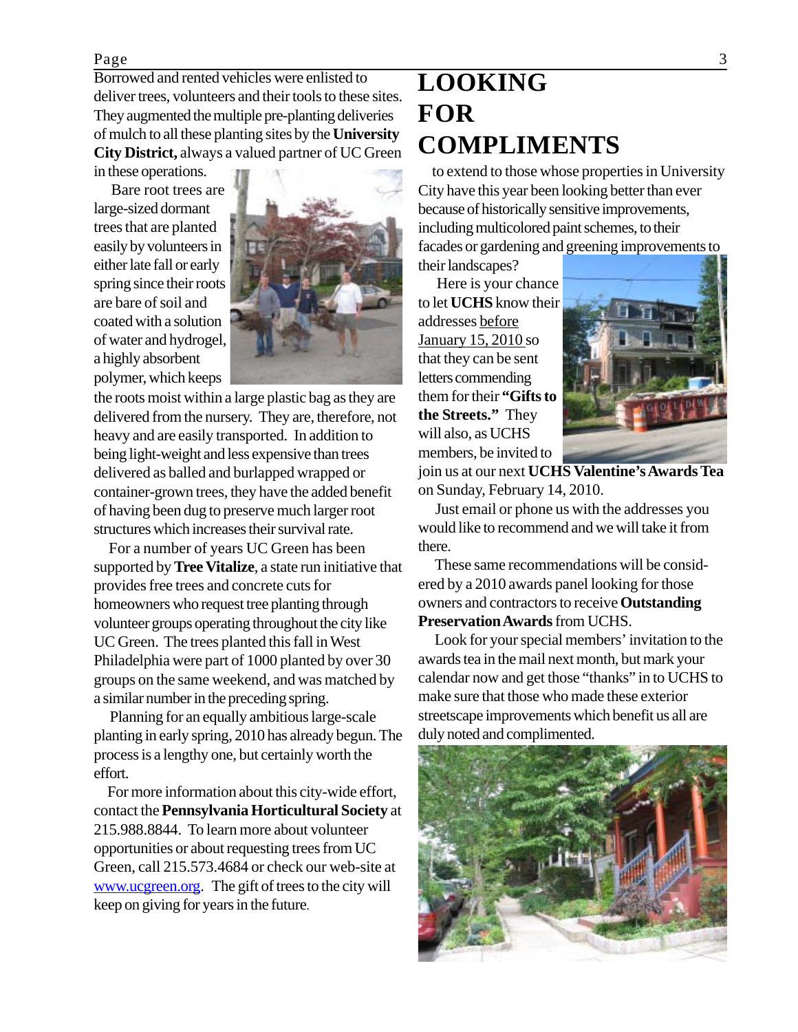Borrowed and rented vehicles were enlisted to deliver trees, volunteers and their tools to these sites. They augmented the multiple pre-planting deliveries of mulch to all these planting sites by the **University City District,** always a valued partner of UC Green in these operations.

Bare root trees are large-sized dormant trees that are planted easily by volunteers in either late fall or early spring since their roots are bare of soil and coated with a solution of water and hydrogel, a highly absorbent polymer, which keeps the roots moist within a large plastic bag as they are delivered from the nursery. They are, therefore, not heavy and are easily transported. In addition to being light-weight and less expensive than trees delivered as balled and burlapped wrapped or container-grown trees, they have the added benefit of having been dug to preserve much larger root structures which increases their survival rate.

For a number of years UC Green has been supported by **Tree Vitalize**, a state run initiative that provides free trees and concrete cuts for homeowners who request tree planting through volunteer groups operating throughout the city like UC Green. The trees planted this fall in West Philadelphia were part of 1000 planted by over 30 groups on the same weekend, and was matched by a similar number in the preceding spring.

Planning for an equally ambitious large-scale planting in early spring, 2010 has already begun. The process is a lengthy one, but certainly worth the effort.

For more information about this city-wide effort, contact the **Pennsylvania Horticultural Society** at 215.988.8844. To learn more about volunteer opportunities or about requesting trees from UC Green, call 215.573.4684 or check our web-site at [www.ucgreen.org](http://www.ucgreen.org). The gift of trees to the city will keep on giving for years in the future.

# LOOKING FOR COMPLIMENTS

to extend to those whose properties in University City have this year been looking better than ever because of historically sensitive improvements, including multicolored paint schemes, to their facades or gardening and greening improvements to their landscapes?

Here is your chance to let **UCHS** know their addresses before January 15, 2010 so that they can be sent letters commending them for their **"Gifts to the Streets."** They will also, as UCHS members, be invited to join us at our next **UCHS Valentine's Awards Tea** on Sunday, February 14, 2010.

Just email or phone us with the addresses you would like to recommend and we will take it from there.

These same recommendations will be considered by a 2010 awards panel looking for those owners and contractors to receive **Outstanding Preservation Awards** from UCHS.

Look for your special members' invitation to the awards tea in the mail next month, but mark your calendar now and get those "thanks" in to UCHS to make sure that those who made these exterior streetscape improvements which benefit us all are duly noted and complimented.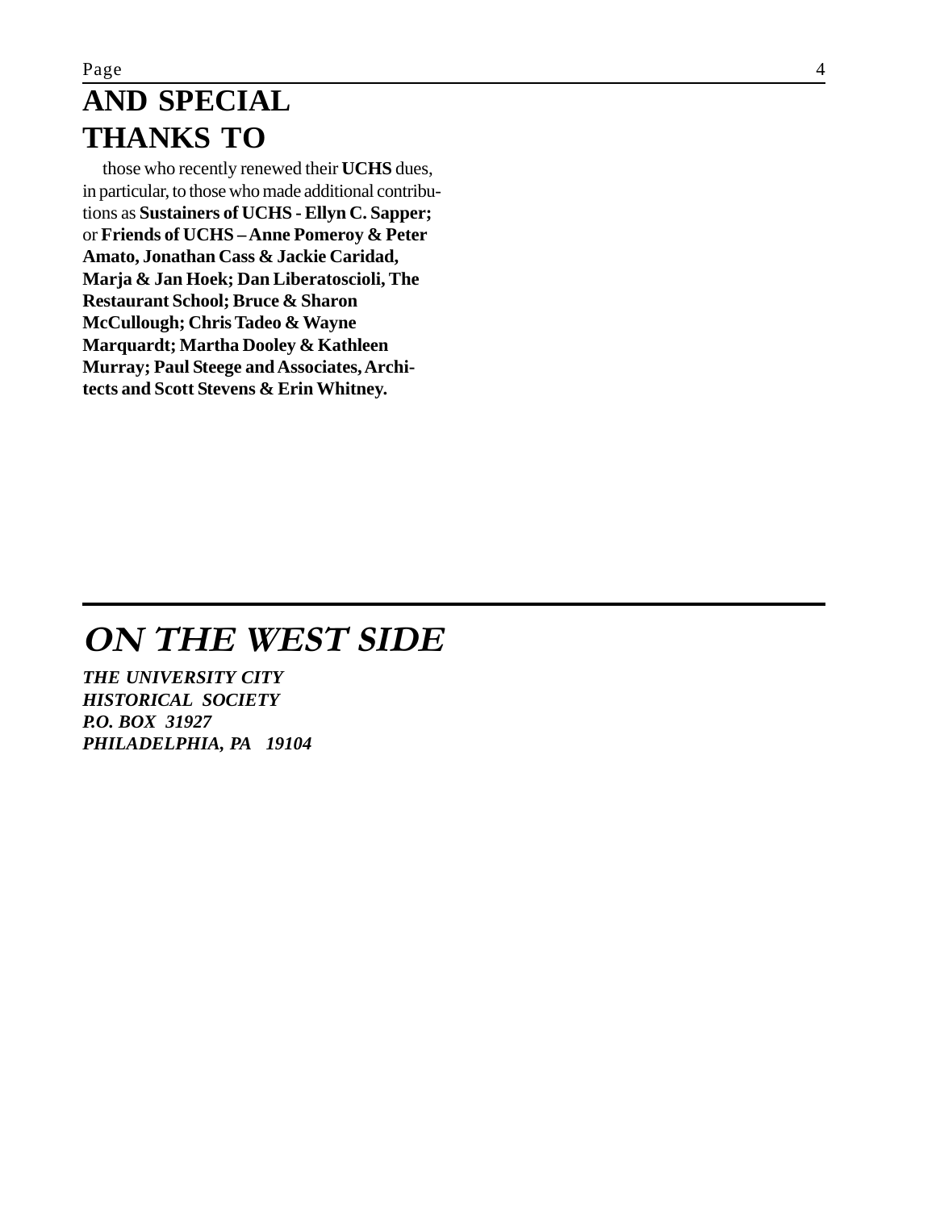## AND SPECIAL THANKS TO

those who recently renewed their **UCHS** dues, in particular, to those who made additional contributions as **Sustainers of UCHS - Ellyn C. Sapper;** or **Friends of UCHS – Anne Pomeroy & Peter Amato, Jonathan Cass & Jackie Caridad, Marja & Jan Hoek; Dan Liberatoscioli, The Restaurant School; Bruce & Sharon McCullough; Chris Tadeo & Wayne Marquardt; Martha Dooley & Kathleen Murray; Paul Steege and Associates, Architects and Scott Stevens & Erin Whitney.**

---

## *ON THE WEST SIDE*

***THE UNIVERSITY CITY***
***HISTORICAL SOCIETY***
***P.O. BOX 31927***
***PHILADELPHIA, PA 19104***